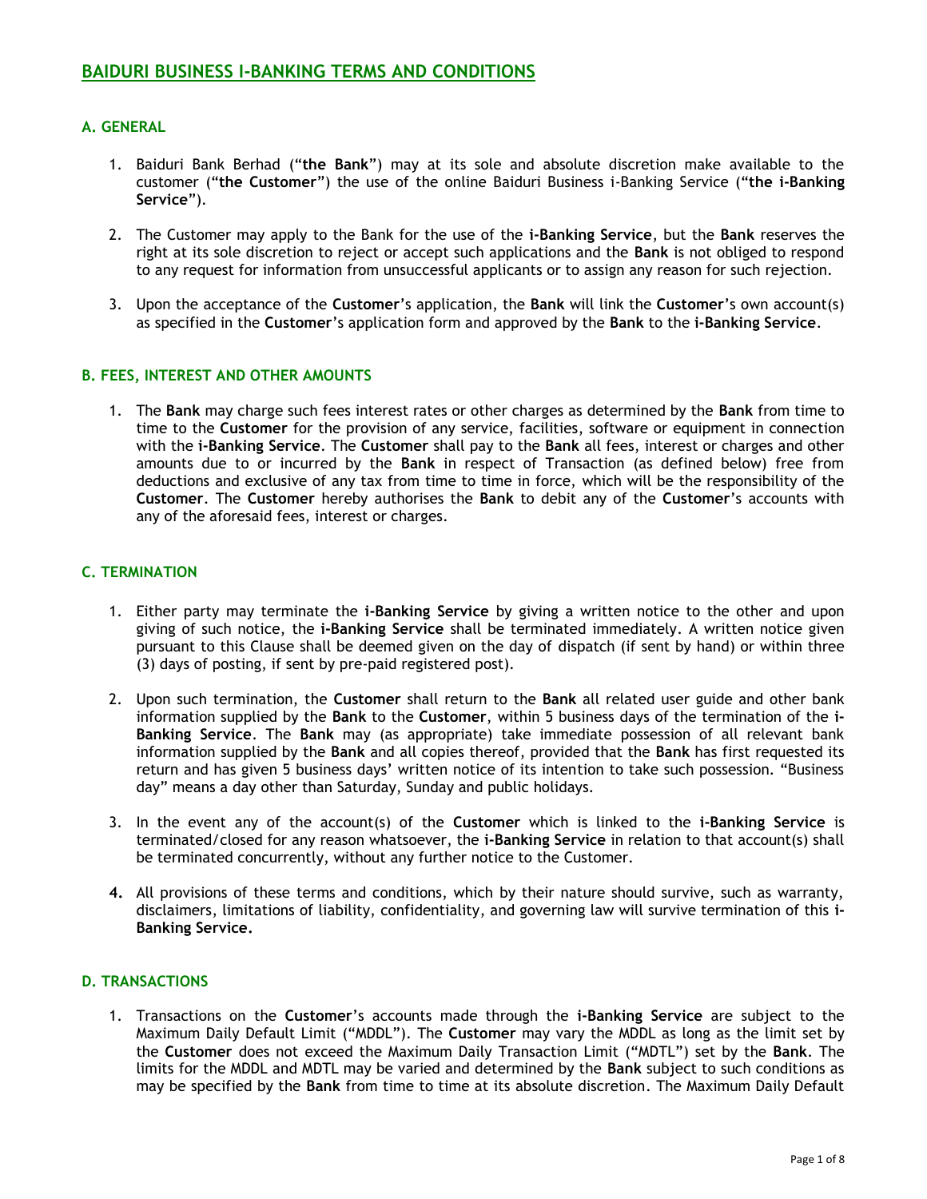# BAIDURI BUSINESS I-BANKING TERMS AND CONDITIONS

## A. GENERAL

1. Baiduri Bank Berhad ("**the Bank**") may at its sole and absolute discretion make available to the customer ("**the Customer**") the use of the online Baiduri Business i-Banking Service ("**the i-Banking Service**").

2. The Customer may apply to the Bank for the use of the **i-Banking Service**, but the **Bank** reserves the right at its sole discretion to reject or accept such applications and the **Bank** is not obliged to respond to any request for information from unsuccessful applicants or to assign any reason for such rejection.

3. Upon the acceptance of the **Customer**'s application, the **Bank** will link the **Customer**'s own account(s) as specified in the **Customer**'s application form and approved by the **Bank** to the **i-Banking Service**.

## B. FEES, INTEREST AND OTHER AMOUNTS

1. The **Bank** may charge such fees interest rates or other charges as determined by the **Bank** from time to time to the **Customer** for the provision of any service, facilities, software or equipment in connection with the **i-Banking Service**. The **Customer** shall pay to the **Bank** all fees, interest or charges and other amounts due to or incurred by the **Bank** in respect of Transaction (as defined below) free from deductions and exclusive of any tax from time to time in force, which will be the responsibility of the **Customer**. The **Customer** hereby authorises the **Bank** to debit any of the **Customer**'s accounts with any of the aforesaid fees, interest or charges.

## C. TERMINATION

1. Either party may terminate the **i-Banking Service** by giving a written notice to the other and upon giving of such notice, the **i-Banking Service** shall be terminated immediately. A written notice given pursuant to this Clause shall be deemed given on the day of dispatch (if sent by hand) or within three (3) days of posting, if sent by pre-paid registered post).

2. Upon such termination, the **Customer** shall return to the **Bank** all related user guide and other bank information supplied by the **Bank** to the **Customer**, within 5 business days of the termination of the **i-Banking Service**. The **Bank** may (as appropriate) take immediate possession of all relevant bank information supplied by the **Bank** and all copies thereof, provided that the **Bank** has first requested its return and has given 5 business days' written notice of its intention to take such possession. "Business day" means a day other than Saturday, Sunday and public holidays.

3. In the event any of the account(s) of the **Customer** which is linked to the **i-Banking Service** is terminated/closed for any reason whatsoever, the **i-Banking Service** in relation to that account(s) shall be terminated concurrently, without any further notice to the Customer.

4. All provisions of these terms and conditions, which by their nature should survive, such as warranty, disclaimers, limitations of liability, confidentiality, and governing law will survive termination of this **i-Banking Service.**

## D. TRANSACTIONS

1. Transactions on the **Customer**'s accounts made through the **i-Banking Service** are subject to the Maximum Daily Default Limit ("MDDL"). The **Customer** may vary the MDDL as long as the limit set by the **Customer** does not exceed the Maximum Daily Transaction Limit ("MDTL") set by the **Bank**. The limits for the MDDL and MDTL may be varied and determined by the **Bank** subject to such conditions as may be specified by the **Bank** from time to time at its absolute discretion. The Maximum Daily Default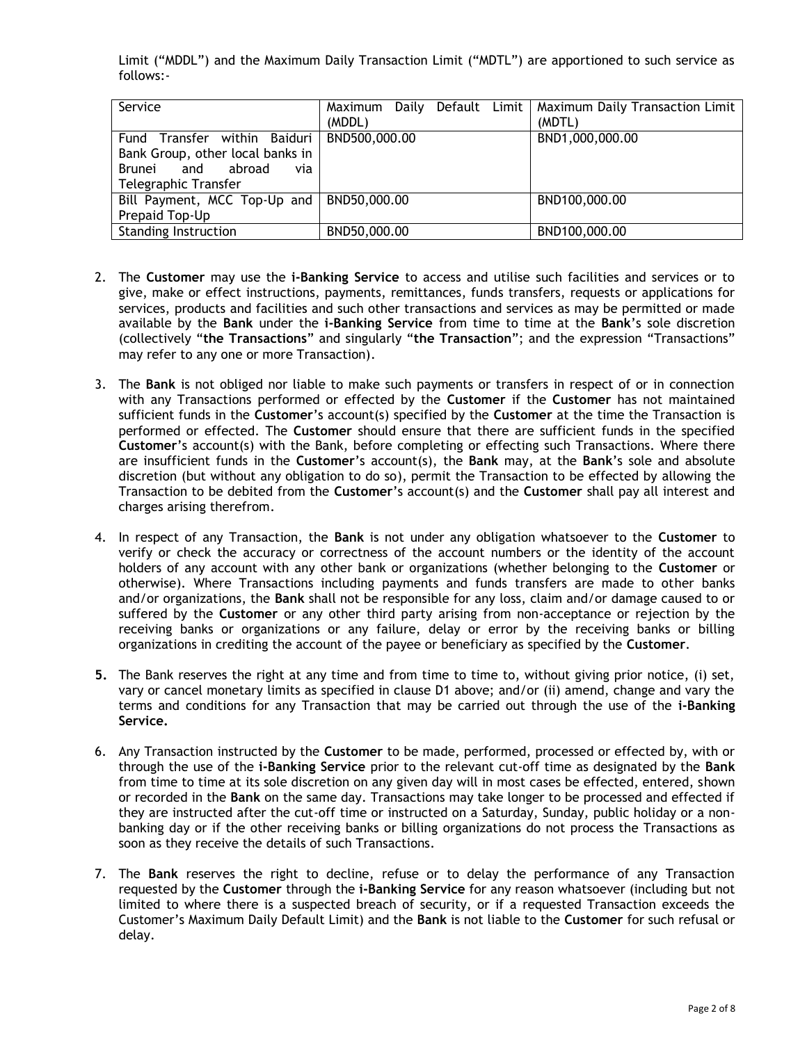Limit ("MDDL") and the Maximum Daily Transaction Limit ("MDTL") are apportioned to such service as follows:-

| Service | Maximum Daily Default Limit (MDDL) | Maximum Daily Transaction Limit (MDTL) |
|---|---|---|
| Fund Transfer within Baiduri Bank Group, other local banks in Brunei and abroad via Telegraphic Transfer | BND500,000.00 | BND1,000,000.00 |
| Bill Payment, MCC Top-Up and Prepaid Top-Up | BND50,000.00 | BND100,000.00 |
| Standing Instruction | BND50,000.00 | BND100,000.00 |

2. The **Customer** may use the **i-Banking Service** to access and utilise such facilities and services or to give, make or effect instructions, payments, remittances, funds transfers, requests or applications for services, products and facilities and such other transactions and services as may be permitted or made available by the **Bank** under the **i-Banking Service** from time to time at the **Bank**'s sole discretion (collectively "**the Transactions**" and singularly "**the Transaction**"; and the expression "Transactions" may refer to any one or more Transaction).

3. The **Bank** is not obliged nor liable to make such payments or transfers in respect of or in connection with any Transactions performed or effected by the **Customer** if the **Customer** has not maintained sufficient funds in the **Customer**'s account(s) specified by the **Customer** at the time the Transaction is performed or effected. The **Customer** should ensure that there are sufficient funds in the specified **Customer**'s account(s) with the Bank, before completing or effecting such Transactions. Where there are insufficient funds in the **Customer**'s account(s), the **Bank** may, at the **Bank**'s sole and absolute discretion (but without any obligation to do so), permit the Transaction to be effected by allowing the Transaction to be debited from the **Customer**'s account(s) and the **Customer** shall pay all interest and charges arising therefrom.

4. In respect of any Transaction, the **Bank** is not under any obligation whatsoever to the **Customer** to verify or check the accuracy or correctness of the account numbers or the identity of the account holders of any account with any other bank or organizations (whether belonging to the **Customer** or otherwise). Where Transactions including payments and funds transfers are made to other banks and/or organizations, the **Bank** shall not be responsible for any loss, claim and/or damage caused to or suffered by the **Customer** or any other third party arising from non-acceptance or rejection by the receiving banks or organizations or any failure, delay or error by the receiving banks or billing organizations in crediting the account of the payee or beneficiary as specified by the **Customer**.

**5.** The Bank reserves the right at any time and from time to time to, without giving prior notice, (i) set, vary or cancel monetary limits as specified in clause D1 above; and/or (ii) amend, change and vary the terms and conditions for any Transaction that may be carried out through the use of the **i-Banking Service.**

6. Any Transaction instructed by the **Customer** to be made, performed, processed or effected by, with or through the use of the **i-Banking Service** prior to the relevant cut-off time as designated by the **Bank** from time to time at its sole discretion on any given day will in most cases be effected, entered, shown or recorded in the **Bank** on the same day. Transactions may take longer to be processed and effected if they are instructed after the cut-off time or instructed on a Saturday, Sunday, public holiday or a non-banking day or if the other receiving banks or billing organizations do not process the Transactions as soon as they receive the details of such Transactions.

7. The **Bank** reserves the right to decline, refuse or to delay the performance of any Transaction requested by the **Customer** through the **i-Banking Service** for any reason whatsoever (including but not limited to where there is a suspected breach of security, or if a requested Transaction exceeds the Customer's Maximum Daily Default Limit) and the **Bank** is not liable to the **Customer** for such refusal or delay.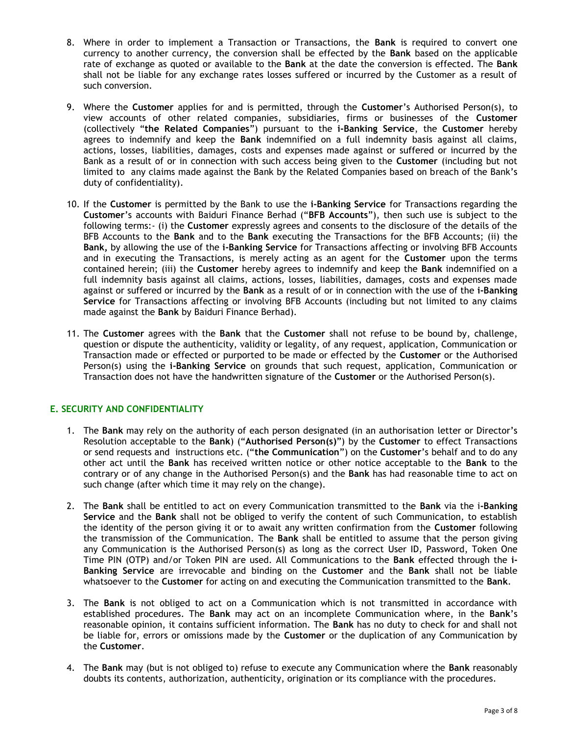8. Where in order to implement a Transaction or Transactions, the **Bank** is required to convert one currency to another currency, the conversion shall be effected by the **Bank** based on the applicable rate of exchange as quoted or available to the **Bank** at the date the conversion is effected. The **Bank** shall not be liable for any exchange rates losses suffered or incurred by the Customer as a result of such conversion.

9. Where the **Customer** applies for and is permitted, through the **Customer**'s Authorised Person(s), to view accounts of other related companies, subsidiaries, firms or businesses of the **Customer** (collectively "**the Related Companies**") pursuant to the **i-Banking Service**, the **Customer** hereby agrees to indemnify and keep the **Bank** indemnified on a full indemnity basis against all claims, actions, losses, liabilities, damages, costs and expenses made against or suffered or incurred by the Bank as a result of or in connection with such access being given to the **Customer** (including but not limited to any claims made against the Bank by the Related Companies based on breach of the Bank's duty of confidentiality).

10. If the **Customer** is permitted by the Bank to use the **i-Banking Service** for Transactions regarding the **Customer**'s accounts with Baiduri Finance Berhad ("**BFB Accounts**"), then such use is subject to the following terms:- (i) the **Customer** expressly agrees and consents to the disclosure of the details of the BFB Accounts to the **Bank** and to the **Bank** executing the Transactions for the BFB Accounts; (ii) the **Bank,** by allowing the use of the **i-Banking Service** for Transactions affecting or involving BFB Accounts and in executing the Transactions, is merely acting as an agent for the **Customer** upon the terms contained herein; (iii) the **Customer** hereby agrees to indemnify and keep the **Bank** indemnified on a full indemnity basis against all claims, actions, losses, liabilities, damages, costs and expenses made against or suffered or incurred by the **Bank** as a result of or in connection with the use of the **i-Banking Service** for Transactions affecting or involving BFB Accounts (including but not limited to any claims made against the **Bank** by Baiduri Finance Berhad).

11. The **Customer** agrees with the **Bank** that the **Customer** shall not refuse to be bound by, challenge, question or dispute the authenticity, validity or legality, of any request, application, Communication or Transaction made or effected or purported to be made or effected by the **Customer** or the Authorised Person(s) using the **i-Banking Service** on grounds that such request, application, Communication or Transaction does not have the handwritten signature of the **Customer** or the Authorised Person(s).

## E. SECURITY AND CONFIDENTIALITY

1. The **Bank** may rely on the authority of each person designated (in an authorisation letter or Director's Resolution acceptable to the **Bank**) ("**Authorised Person(s)**") by the **Customer** to effect Transactions or send requests and instructions etc. ("**the Communication**") on the **Customer**'s behalf and to do any other act until the **Bank** has received written notice or other notice acceptable to the **Bank** to the contrary or of any change in the Authorised Person(s) and the **Bank** has had reasonable time to act on such change (after which time it may rely on the change).

2. The **Bank** shall be entitled to act on every Communication transmitted to the **Bank** via the **i-Banking Service** and the **Bank** shall not be obliged to verify the content of such Communication, to establish the identity of the person giving it or to await any written confirmation from the **Customer** following the transmission of the Communication. The **Bank** shall be entitled to assume that the person giving any Communication is the Authorised Person(s) as long as the correct User ID, Password, Token One Time PIN (OTP) and/or Token PIN are used. All Communications to the **Bank** effected through the **i-Banking Service** are irrevocable and binding on the **Customer** and the **Bank** shall not be liable whatsoever to the **Customer** for acting on and executing the Communication transmitted to the **Bank**.

3. The **Bank** is not obliged to act on a Communication which is not transmitted in accordance with established procedures. The **Bank** may act on an incomplete Communication where, in the **Bank**'s reasonable opinion, it contains sufficient information. The **Bank** has no duty to check for and shall not be liable for, errors or omissions made by the **Customer** or the duplication of any Communication by the **Customer**.

4. The **Bank** may (but is not obliged to) refuse to execute any Communication where the **Bank** reasonably doubts its contents, authorization, authenticity, origination or its compliance with the procedures.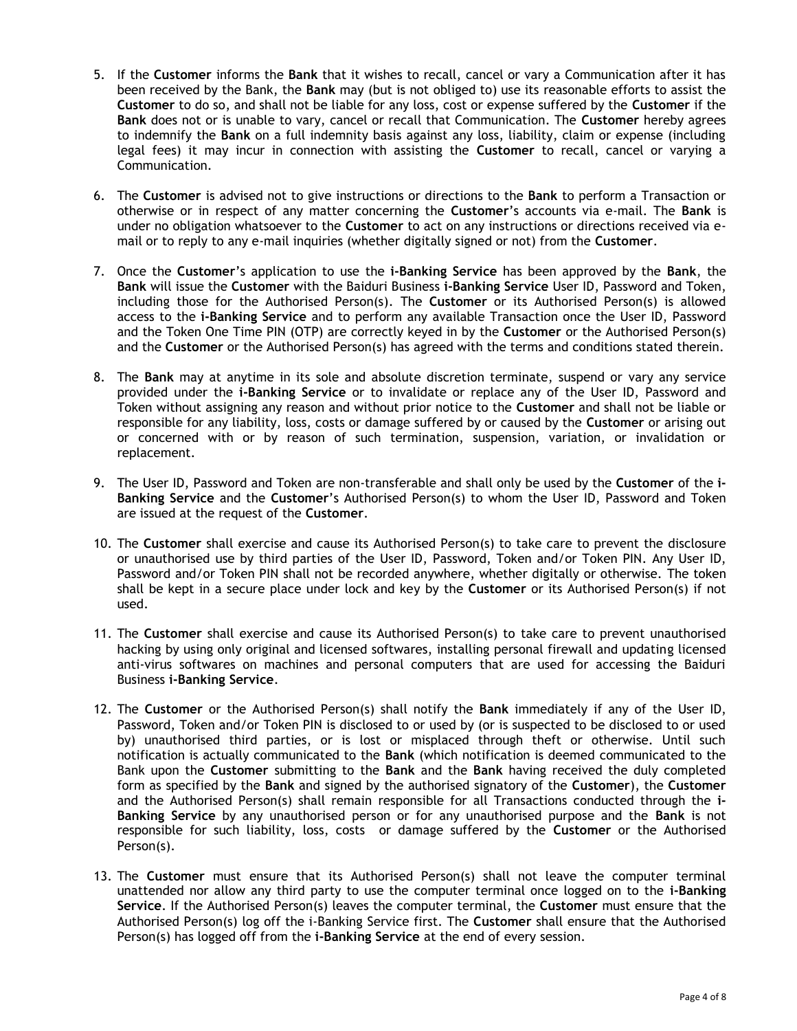5. If the **Customer** informs the **Bank** that it wishes to recall, cancel or vary a Communication after it has been received by the Bank, the **Bank** may (but is not obliged to) use its reasonable efforts to assist the **Customer** to do so, and shall not be liable for any loss, cost or expense suffered by the **Customer** if the **Bank** does not or is unable to vary, cancel or recall that Communication. The **Customer** hereby agrees to indemnify the **Bank** on a full indemnity basis against any loss, liability, claim or expense (including legal fees) it may incur in connection with assisting the **Customer** to recall, cancel or varying a Communication.

6. The **Customer** is advised not to give instructions or directions to the **Bank** to perform a Transaction or otherwise or in respect of any matter concerning the **Customer**'s accounts via e-mail. The **Bank** is under no obligation whatsoever to the **Customer** to act on any instructions or directions received via e-mail or to reply to any e-mail inquiries (whether digitally signed or not) from the **Customer**.

7. Once the **Customer**'s application to use the **i-Banking Service** has been approved by the **Bank**, the **Bank** will issue the **Customer** with the Baiduri Business **i-Banking Service** User ID, Password and Token, including those for the Authorised Person(s). The **Customer** or its Authorised Person(s) is allowed access to the **i-Banking Service** and to perform any available Transaction once the User ID, Password and the Token One Time PIN (OTP) are correctly keyed in by the **Customer** or the Authorised Person(s) and the **Customer** or the Authorised Person(s) has agreed with the terms and conditions stated therein.

8. The **Bank** may at anytime in its sole and absolute discretion terminate, suspend or vary any service provided under the **i-Banking Service** or to invalidate or replace any of the User ID, Password and Token without assigning any reason and without prior notice to the **Customer** and shall not be liable or responsible for any liability, loss, costs or damage suffered by or caused by the **Customer** or arising out or concerned with or by reason of such termination, suspension, variation, or invalidation or replacement.

9. The User ID, Password and Token are non-transferable and shall only be used by the **Customer** of the **i-Banking Service** and the **Customer**'s Authorised Person(s) to whom the User ID, Password and Token are issued at the request of the **Customer**.

10. The **Customer** shall exercise and cause its Authorised Person(s) to take care to prevent the disclosure or unauthorised use by third parties of the User ID, Password, Token and/or Token PIN. Any User ID, Password and/or Token PIN shall not be recorded anywhere, whether digitally or otherwise. The token shall be kept in a secure place under lock and key by the **Customer** or its Authorised Person(s) if not used.

11. The **Customer** shall exercise and cause its Authorised Person(s) to take care to prevent unauthorised hacking by using only original and licensed softwares, installing personal firewall and updating licensed anti-virus softwares on machines and personal computers that are used for accessing the Baiduri Business **i-Banking Service**.

12. The **Customer** or the Authorised Person(s) shall notify the **Bank** immediately if any of the User ID, Password, Token and/or Token PIN is disclosed to or used by (or is suspected to be disclosed to or used by) unauthorised third parties, or is lost or misplaced through theft or otherwise. Until such notification is actually communicated to the **Bank** (which notification is deemed communicated to the Bank upon the **Customer** submitting to the **Bank** and the **Bank** having received the duly completed form as specified by the **Bank** and signed by the authorised signatory of the **Customer**), the **Customer** and the Authorised Person(s) shall remain responsible for all Transactions conducted through the **i-Banking Service** by any unauthorised person or for any unauthorised purpose and the **Bank** is not responsible for such liability, loss, costs or damage suffered by the **Customer** or the Authorised Person(s).

13. The **Customer** must ensure that its Authorised Person(s) shall not leave the computer terminal unattended nor allow any third party to use the computer terminal once logged on to the **i-Banking Service**. If the Authorised Person(s) leaves the computer terminal, the **Customer** must ensure that the Authorised Person(s) log off the i-Banking Service first. The **Customer** shall ensure that the Authorised Person(s) has logged off from the **i-Banking Service** at the end of every session.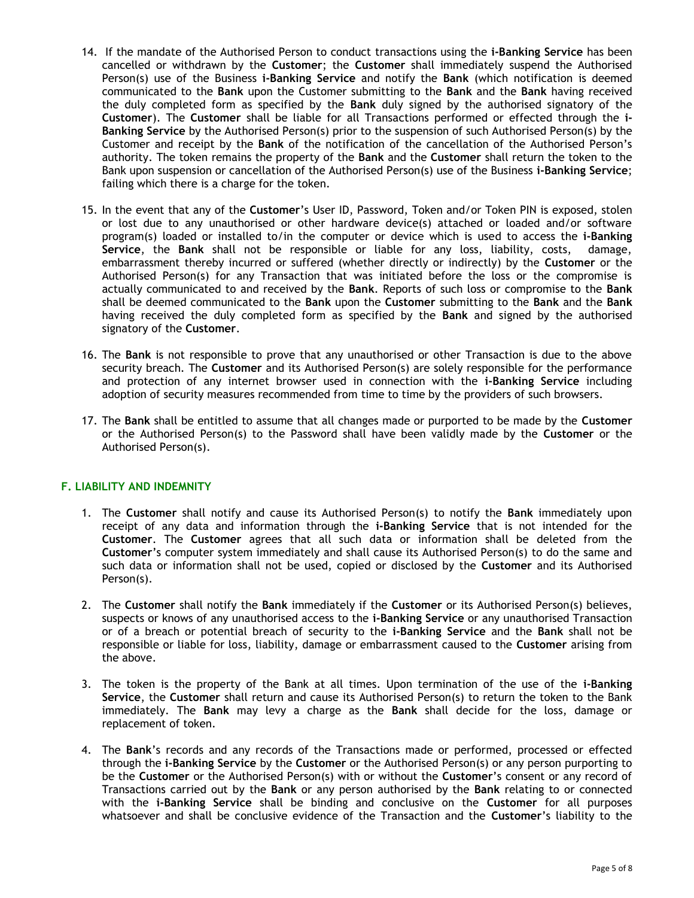14. If the mandate of the Authorised Person to conduct transactions using the **i-Banking Service** has been cancelled or withdrawn by the **Customer**; the **Customer** shall immediately suspend the Authorised Person(s) use of the Business **i-Banking Service** and notify the **Bank** (which notification is deemed communicated to the **Bank** upon the Customer submitting to the **Bank** and the **Bank** having received the duly completed form as specified by the **Bank** duly signed by the authorised signatory of the **Customer**). The **Customer** shall be liable for all Transactions performed or effected through the **i-Banking Service** by the Authorised Person(s) prior to the suspension of such Authorised Person(s) by the Customer and receipt by the **Bank** of the notification of the cancellation of the Authorised Person's authority. The token remains the property of the **Bank** and the **Customer** shall return the token to the Bank upon suspension or cancellation of the Authorised Person(s) use of the Business **i-Banking Service**; failing which there is a charge for the token.

15. In the event that any of the **Customer**'s User ID, Password, Token and/or Token PIN is exposed, stolen or lost due to any unauthorised or other hardware device(s) attached or loaded and/or software program(s) loaded or installed to/in the computer or device which is used to access the **i-Banking Service**, the **Bank** shall not be responsible or liable for any loss, liability, costs, damage, embarrassment thereby incurred or suffered (whether directly or indirectly) by the **Customer** or the Authorised Person(s) for any Transaction that was initiated before the loss or the compromise is actually communicated to and received by the **Bank**. Reports of such loss or compromise to the **Bank** shall be deemed communicated to the **Bank** upon the **Customer** submitting to the **Bank** and the **Bank** having received the duly completed form as specified by the **Bank** and signed by the authorised signatory of the **Customer**.

16. The **Bank** is not responsible to prove that any unauthorised or other Transaction is due to the above security breach. The **Customer** and its Authorised Person(s) are solely responsible for the performance and protection of any internet browser used in connection with the **i-Banking Service** including adoption of security measures recommended from time to time by the providers of such browsers.

17. The **Bank** shall be entitled to assume that all changes made or purported to be made by the **Customer** or the Authorised Person(s) to the Password shall have been validly made by the **Customer** or the Authorised Person(s).

## F. LIABILITY AND INDEMNITY

1. The **Customer** shall notify and cause its Authorised Person(s) to notify the **Bank** immediately upon receipt of any data and information through the **i-Banking Service** that is not intended for the **Customer**. The **Customer** agrees that all such data or information shall be deleted from the **Customer**'s computer system immediately and shall cause its Authorised Person(s) to do the same and such data or information shall not be used, copied or disclosed by the **Customer** and its Authorised Person(s).

2. The **Customer** shall notify the **Bank** immediately if the **Customer** or its Authorised Person(s) believes, suspects or knows of any unauthorised access to the **i-Banking Service** or any unauthorised Transaction or of a breach or potential breach of security to the **i-Banking Service** and the **Bank** shall not be responsible or liable for loss, liability, damage or embarrassment caused to the **Customer** arising from the above.

3. The token is the property of the Bank at all times. Upon termination of the use of the **i-Banking Service**, the **Customer** shall return and cause its Authorised Person(s) to return the token to the Bank immediately. The **Bank** may levy a charge as the **Bank** shall decide for the loss, damage or replacement of token.

4. The **Bank**'s records and any records of the Transactions made or performed, processed or effected through the **i-Banking Service** by the **Customer** or the Authorised Person(s) or any person purporting to be the **Customer** or the Authorised Person(s) with or without the **Customer**'s consent or any record of Transactions carried out by the **Bank** or any person authorised by the **Bank** relating to or connected with the **i-Banking Service** shall be binding and conclusive on the **Customer** for all purposes whatsoever and shall be conclusive evidence of the Transaction and the **Customer**'s liability to the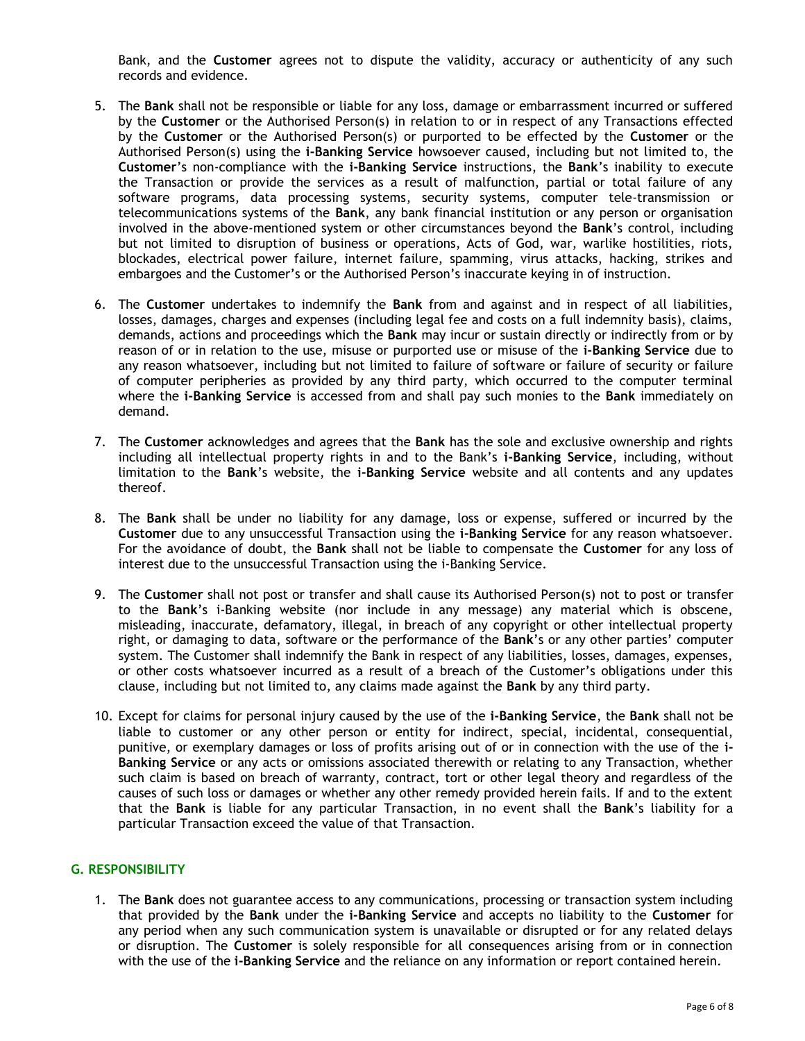Bank, and the **Customer** agrees not to dispute the validity, accuracy or authenticity of any such records and evidence.

5. The **Bank** shall not be responsible or liable for any loss, damage or embarrassment incurred or suffered by the **Customer** or the Authorised Person(s) in relation to or in respect of any Transactions effected by the **Customer** or the Authorised Person(s) or purported to be effected by the **Customer** or the Authorised Person(s) using the **i-Banking Service** howsoever caused, including but not limited to, the **Customer**'s non-compliance with the **i-Banking Service** instructions, the **Bank**'s inability to execute the Transaction or provide the services as a result of malfunction, partial or total failure of any software programs, data processing systems, security systems, computer tele-transmission or telecommunications systems of the **Bank**, any bank financial institution or any person or organisation involved in the above-mentioned system or other circumstances beyond the **Bank**'s control, including but not limited to disruption of business or operations, Acts of God, war, warlike hostilities, riots, blockades, electrical power failure, internet failure, spamming, virus attacks, hacking, strikes and embargoes and the Customer's or the Authorised Person's inaccurate keying in of instruction.

6. The **Customer** undertakes to indemnify the **Bank** from and against and in respect of all liabilities, losses, damages, charges and expenses (including legal fee and costs on a full indemnity basis), claims, demands, actions and proceedings which the **Bank** may incur or sustain directly or indirectly from or by reason of or in relation to the use, misuse or purported use or misuse of the **i-Banking Service** due to any reason whatsoever, including but not limited to failure of software or failure of security or failure of computer peripheries as provided by any third party, which occurred to the computer terminal where the **i-Banking Service** is accessed from and shall pay such monies to the **Bank** immediately on demand.

7. The **Customer** acknowledges and agrees that the **Bank** has the sole and exclusive ownership and rights including all intellectual property rights in and to the Bank's **i-Banking Service**, including, without limitation to the **Bank**'s website, the **i-Banking Service** website and all contents and any updates thereof.

8. The **Bank** shall be under no liability for any damage, loss or expense, suffered or incurred by the **Customer** due to any unsuccessful Transaction using the **i-Banking Service** for any reason whatsoever. For the avoidance of doubt, the **Bank** shall not be liable to compensate the **Customer** for any loss of interest due to the unsuccessful Transaction using the i-Banking Service.

9. The **Customer** shall not post or transfer and shall cause its Authorised Person(s) not to post or transfer to the **Bank**'s i-Banking website (nor include in any message) any material which is obscene, misleading, inaccurate, defamatory, illegal, in breach of any copyright or other intellectual property right, or damaging to data, software or the performance of the **Bank**'s or any other parties' computer system. The Customer shall indemnify the Bank in respect of any liabilities, losses, damages, expenses, or other costs whatsoever incurred as a result of a breach of the Customer's obligations under this clause, including but not limited to, any claims made against the **Bank** by any third party.

10. Except for claims for personal injury caused by the use of the **i-Banking Service**, the **Bank** shall not be liable to customer or any other person or entity for indirect, special, incidental, consequential, punitive, or exemplary damages or loss of profits arising out of or in connection with the use of the **i-Banking Service** or any acts or omissions associated therewith or relating to any Transaction, whether such claim is based on breach of warranty, contract, tort or other legal theory and regardless of the causes of such loss or damages or whether any other remedy provided herein fails. If and to the extent that the **Bank** is liable for any particular Transaction, in no event shall the **Bank**'s liability for a particular Transaction exceed the value of that Transaction.

## G. RESPONSIBILITY

1. The **Bank** does not guarantee access to any communications, processing or transaction system including that provided by the **Bank** under the **i-Banking Service** and accepts no liability to the **Customer** for any period when any such communication system is unavailable or disrupted or for any related delays or disruption. The **Customer** is solely responsible for all consequences arising from or in connection with the use of the **i-Banking Service** and the reliance on any information or report contained herein.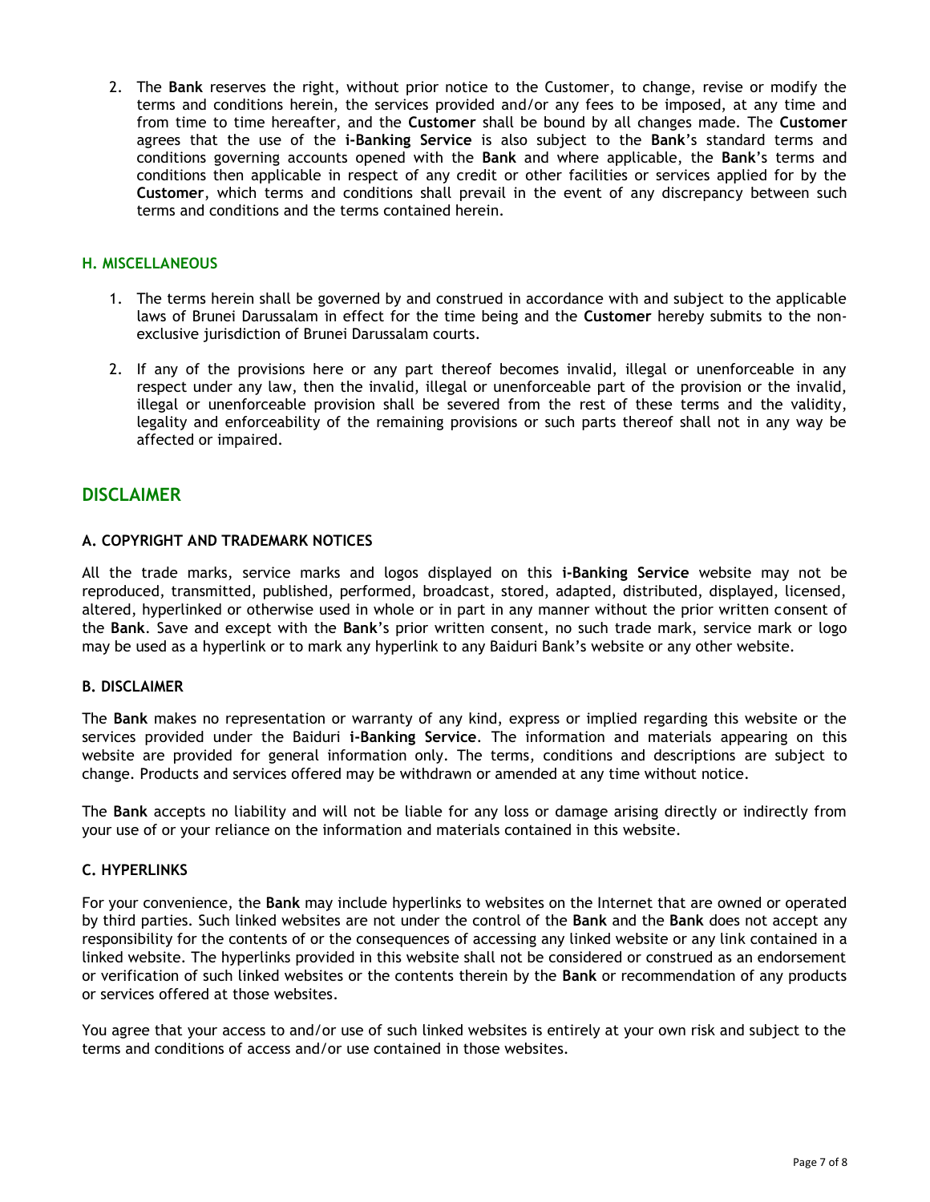2. The **Bank** reserves the right, without prior notice to the Customer, to change, revise or modify the terms and conditions herein, the services provided and/or any fees to be imposed, at any time and from time to time hereafter, and the **Customer** shall be bound by all changes made. The **Customer** agrees that the use of the **i-Banking Service** is also subject to the **Bank**'s standard terms and conditions governing accounts opened with the **Bank** and where applicable, the **Bank**'s terms and conditions then applicable in respect of any credit or other facilities or services applied for by the **Customer**, which terms and conditions shall prevail in the event of any discrepancy between such terms and conditions and the terms contained herein.

### H. MISCELLANEOUS

1. The terms herein shall be governed by and construed in accordance with and subject to the applicable laws of Brunei Darussalam in effect for the time being and the **Customer** hereby submits to the non-exclusive jurisdiction of Brunei Darussalam courts.

2. If any of the provisions here or any part thereof becomes invalid, illegal or unenforceable in any respect under any law, then the invalid, illegal or unenforceable part of the provision or the invalid, illegal or unenforceable provision shall be severed from the rest of these terms and the validity, legality and enforceability of the remaining provisions or such parts thereof shall not in any way be affected or impaired.

## DISCLAIMER

### A. COPYRIGHT AND TRADEMARK NOTICES

All the trade marks, service marks and logos displayed on this **i-Banking Service** website may not be reproduced, transmitted, published, performed, broadcast, stored, adapted, distributed, displayed, licensed, altered, hyperlinked or otherwise used in whole or in part in any manner without the prior written consent of the **Bank**. Save and except with the **Bank**'s prior written consent, no such trade mark, service mark or logo may be used as a hyperlink or to mark any hyperlink to any Baiduri Bank's website or any other website.

### B. DISCLAIMER

The **Bank** makes no representation or warranty of any kind, express or implied regarding this website or the services provided under the Baiduri **i-Banking Service**. The information and materials appearing on this website are provided for general information only. The terms, conditions and descriptions are subject to change. Products and services offered may be withdrawn or amended at any time without notice.

The **Bank** accepts no liability and will not be liable for any loss or damage arising directly or indirectly from your use of or your reliance on the information and materials contained in this website.

### C. HYPERLINKS

For your convenience, the **Bank** may include hyperlinks to websites on the Internet that are owned or operated by third parties. Such linked websites are not under the control of the **Bank** and the **Bank** does not accept any responsibility for the contents of or the consequences of accessing any linked website or any link contained in a linked website. The hyperlinks provided in this website shall not be considered or construed as an endorsement or verification of such linked websites or the contents therein by the **Bank** or recommendation of any products or services offered at those websites.

You agree that your access to and/or use of such linked websites is entirely at your own risk and subject to the terms and conditions of access and/or use contained in those websites.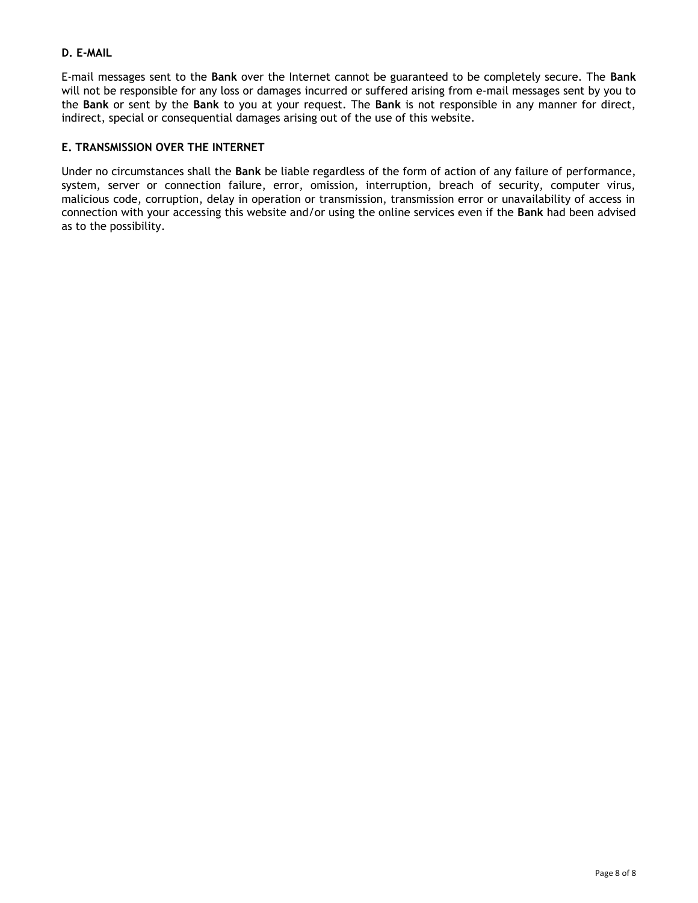### D. E-MAIL

E-mail messages sent to the **Bank** over the Internet cannot be guaranteed to be completely secure. The **Bank** will not be responsible for any loss or damages incurred or suffered arising from e-mail messages sent by you to the **Bank** or sent by the **Bank** to you at your request. The **Bank** is not responsible in any manner for direct, indirect, special or consequential damages arising out of the use of this website.

### E. TRANSMISSION OVER THE INTERNET

Under no circumstances shall the **Bank** be liable regardless of the form of action of any failure of performance, system, server or connection failure, error, omission, interruption, breach of security, computer virus, malicious code, corruption, delay in operation or transmission, transmission error or unavailability of access in connection with your accessing this website and/or using the online services even if the **Bank** had been advised as to the possibility.